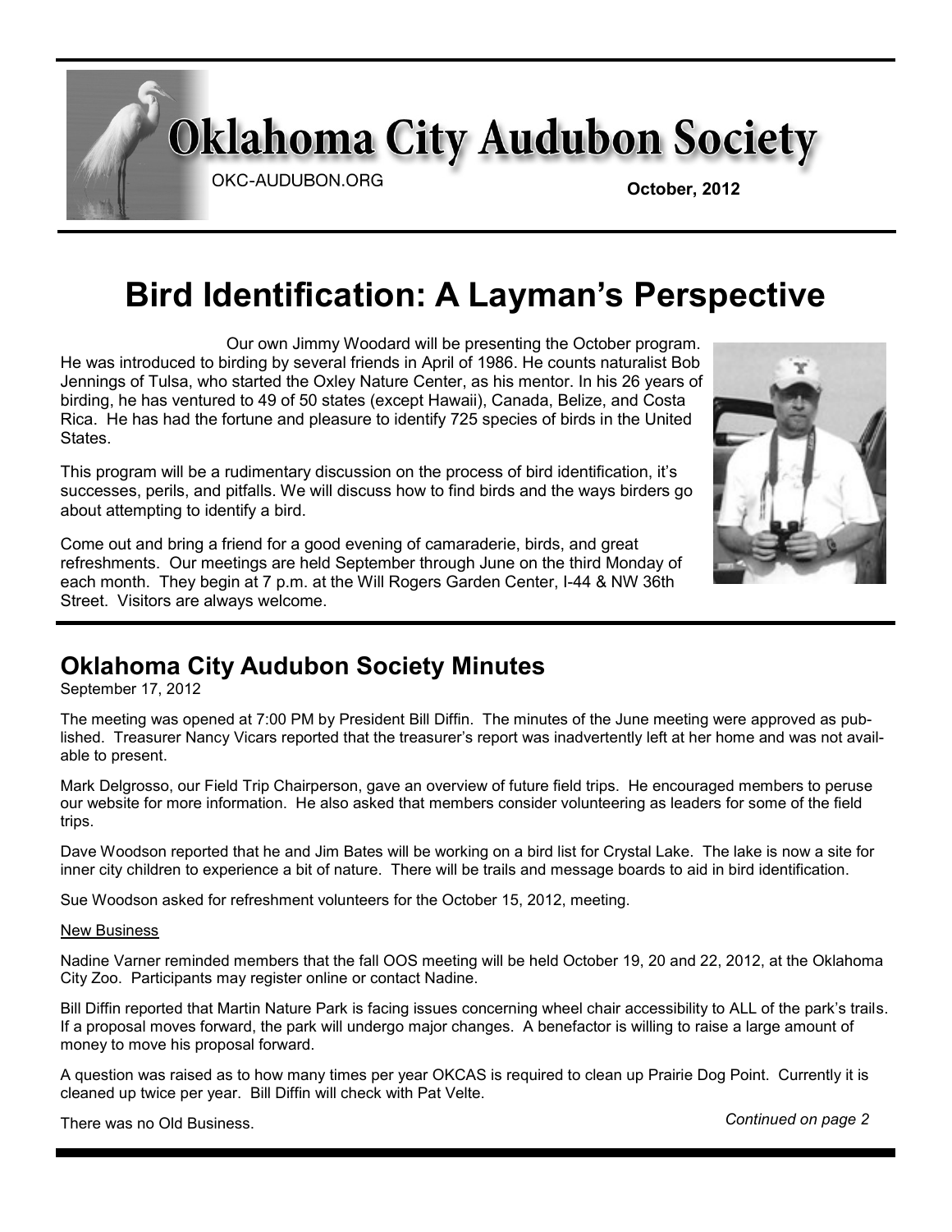# Oklahoma City Audubon Society

OKC-AUDUBON.ORG

**October, 2012**

# Bird Identification: A Layman's Perspective

Our own Jimmy Woodard will be presenting the October program. He was introduced to birding by several friends in April of 1986. He counts naturalist Bob Jennings of Tulsa, who started the Oxley Nature Center, as his mentor. In his 26 years of birding, he has ventured to 49 of 50 states (except Hawaii), Canada, Belize, and Costa Rica. He has had the fortune and pleasure to identify 725 species of birds in the United States.

This program will be a rudimentary discussion on the process of bird identification, it's successes, perils, and pitfalls. We will discuss how to find birds and the ways birders go about attempting to identify a bird.

Come out and bring a friend for a good evening of camaraderie, birds, and great refreshments. Our meetings are held September through June on the third Monday of each month. They begin at 7 p.m. at the Will Rogers Garden Center, I-44 & NW 36th Street. Visitors are always welcome.

## Oklahoma City Audubon Society Minutes

September 17, 2012

The meeting was opened at 7:00 PM by President Bill Diffin. The minutes of the June meeting were approved as published. Treasurer Nancy Vicars reported that the treasurer's report was inadvertently left at her home and was not available to present.

Mark Delgrosso, our Field Trip Chairperson, gave an overview of future field trips. He encouraged members to peruse our website for more information. He also asked that members consider volunteering as leaders for some of the field trips.

Dave Woodson reported that he and Jim Bates will be working on a bird list for Crystal Lake. The lake is now a site for inner city children to experience a bit of nature. There will be trails and message boards to aid in bird identification.

Sue Woodson asked for refreshment volunteers for the October 15, 2012, meeting.

New Business

Nadine Varner reminded members that the fall OOS meeting will be held October 19, 20 and 22, 2012, at the Oklahoma City Zoo. Participants may register online or contact Nadine.

Bill Diffin reported that Martin Nature Park is facing issues concerning wheel chair accessibility to ALL of the park's trails. If a proposal moves forward, the park will undergo major changes. A benefactor is willing to raise a large amount of money to move his proposal forward.

A question was raised as to how many times per year OKCAS is required to clean up Prairie Dog Point. Currently it is cleaned up twice per year. Bill Diffin will check with Pat Velte.

There was no Old Business.

*Continued on page 2*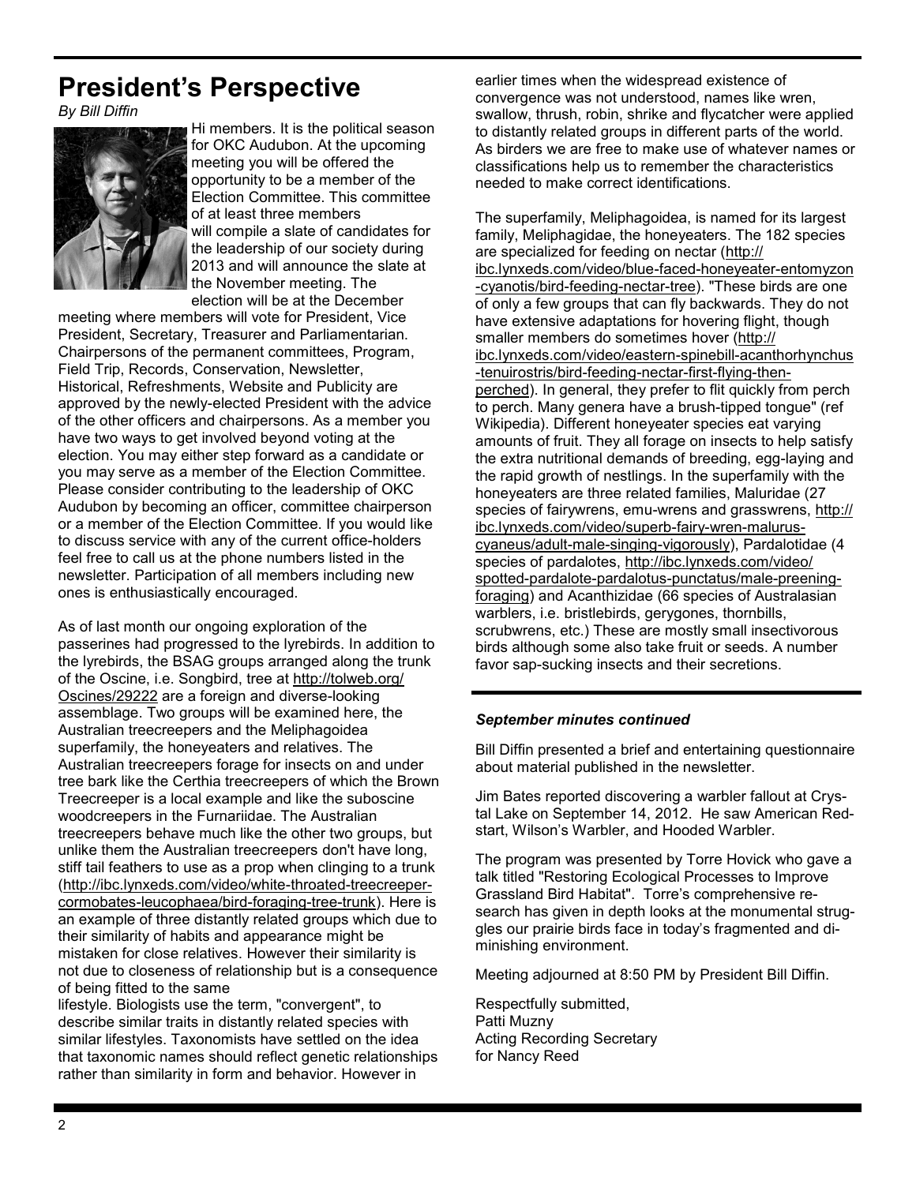## President's Perspective

*By Bill Diffin*

Hi members. It is the political season for OKC Audubon. At the upcoming meeting you will be offered the opportunity to be a member of the Election Committee. This committee of at least three members will compile a slate of candidates for the leadership of our society during 2013 and will announce the slate at the November meeting. The election will be at the December meeting where members will vote for President, Vice President, Secretary, Treasurer and Parliamentarian. Chairpersons of the permanent committees, Program, Field Trip, Records, Conservation, Newsletter, Historical, Refreshments, Website and Publicity are approved by the newly-elected President with the advice of the other officers and chairpersons. As a member you have two ways to get involved beyond voting at the election. You may either step forward as a candidate or you may serve as a member of the Election Committee. Please consider contributing to the leadership of OKC Audubon by becoming an officer, committee chairperson or a member of the Election Committee. If you would like to discuss service with any of the current office-holders feel free to call us at the phone numbers listed in the newsletter. Participation of all members including new ones is enthusiastically encouraged.

As of last month our ongoing exploration of the passerines had progressed to the lyrebirds. In addition to the lyrebirds, the BSAG groups arranged along the trunk of the Oscine, i.e. Songbird, tree at http://tolweb.org/Oscines/29222 are a foreign and diverse-looking assemblage. Two groups will be examined here, the Australian treecreepers and the Meliphagoidea superfamily, the honeyeaters and relatives. The Australian treecreepers forage for insects on and under tree bark like the Certhia treecreepers of which the Brown Treecreeper is a local example and like the suboscine woodcreepers in the Furnariidae. The Australian treecreepers behave much like the other two groups, but unlike them the Australian treecreepers don't have long, stiff tail feathers to use as a prop when clinging to a trunk (http://ibc.lynxeds.com/video/white-throated-treecreeper-cormobates-leucophaea/bird-foraging-tree-trunk). Here is an example of three distantly related groups which due to their similarity of habits and appearance might be mistaken for close relatives. However their similarity is not due to closeness of relationship but is a consequence of being fitted to the same lifestyle. Biologists use the term, "convergent", to describe similar traits in distantly related species with similar lifestyles. Taxonomists have settled on the idea that taxonomic names should reflect genetic relationships rather than similarity in form and behavior. However in earlier times when the widespread existence of convergence was not understood, names like wren, swallow, thrush, robin, shrike and flycatcher were applied to distantly related groups in different parts of the world. As birders we are free to make use of whatever names or classifications help us to remember the characteristics needed to make correct identifications.

The superfamily, Meliphagoidea, is named for its largest family, Meliphagidae, the honeyeaters. The 182 species are specialized for feeding on nectar (http://ibc.lynxeds.com/video/blue-faced-honeyeater-entomyzon-cyanotis/bird-feeding-nectar-tree). "These birds are one of only a few groups that can fly backwards. They do not have extensive adaptations for hovering flight, though smaller members do sometimes hover (http://ibc.lynxeds.com/video/eastern-spinebill-acanthorhynchus-tenuirostris/bird-feeding-nectar-first-flying-then-perched). In general, they prefer to flit quickly from perch to perch. Many genera have a brush-tipped tongue" (ref Wikipedia). Different honeyeater species eat varying amounts of fruit. They all forage on insects to help satisfy the extra nutritional demands of breeding, egg-laying and the rapid growth of nestlings. In the superfamily with the honeyeaters are three related families, Maluridae (27 species of fairywrens, emu-wrens and grasswrens, http://ibc.lynxeds.com/video/superb-fairy-wren-malurus-cyaneus/adult-male-singing-vigorously), Pardalotidae (4 species of pardalotes, http://ibc.lynxeds.com/video/spotted-pardalote-pardalotus-punctatus/male-preening-foraging) and Acanthizidae (66 species of Australasian warblers, i.e. bristlebirds, gerygones, thornbills, scrubwrens, etc.) These are mostly small insectivorous birds although some also take fruit or seeds. A number favor sap-sucking insects and their secretions.

### *September minutes continued*

Bill Diffin presented a brief and entertaining questionnaire about material published in the newsletter.

Jim Bates reported discovering a warbler fallout at Crystal Lake on September 14, 2012. He saw American Redstart, Wilson's Warbler, and Hooded Warbler.

The program was presented by Torre Hovick who gave a talk titled "Restoring Ecological Processes to Improve Grassland Bird Habitat". Torre's comprehensive research has given in depth looks at the monumental struggles our prairie birds face in today's fragmented and diminishing environment.

Meeting adjourned at 8:50 PM by President Bill Diffin.

Respectfully submitted,
Patti Muzny
Acting Recording Secretary
for Nancy Reed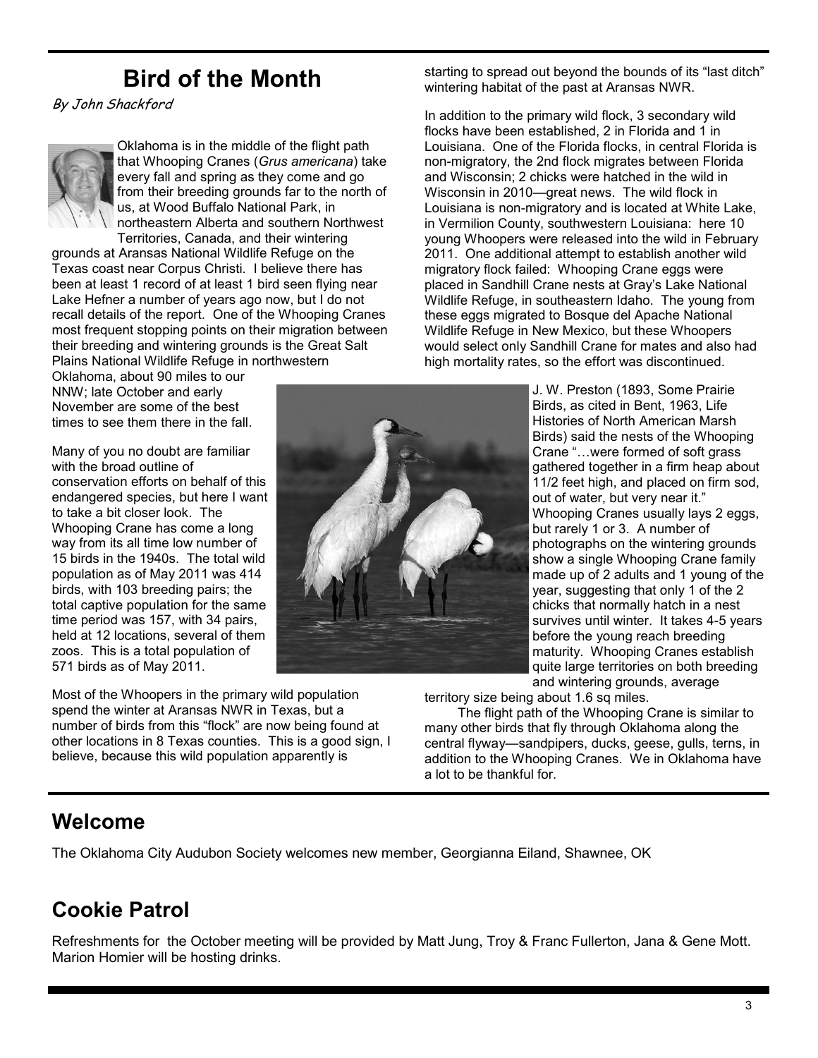## Bird of the Month

*By John Shackford*

Oklahoma is in the middle of the flight path that Whooping Cranes (*Grus americana*) take every fall and spring as they come and go from their breeding grounds far to the north of us, at Wood Buffalo National Park, in northeastern Alberta and southern Northwest Territories, Canada, and their wintering grounds at Aransas National Wildlife Refuge on the Texas coast near Corpus Christi. I believe there has been at least 1 record of at least 1 bird seen flying near Lake Hefner a number of years ago now, but I do not recall details of the report. One of the Whooping Cranes most frequent stopping points on their migration between their breeding and wintering grounds is the Great Salt Plains National Wildlife Refuge in northwestern Oklahoma, about 90 miles to our NNW; late October and early November are some of the best times to see them there in the fall.

Many of you no doubt are familiar with the broad outline of conservation efforts on behalf of this endangered species, but here I want to take a bit closer look. The Whooping Crane has come a long way from its all time low number of 15 birds in the 1940s. The total wild population as of May 2011 was 414 birds, with 103 breeding pairs; the total captive population for the same time period was 157, with 34 pairs, held at 12 locations, several of them zoos. This is a total population of 571 birds as of May 2011.

Most of the Whoopers in the primary wild population spend the winter at Aransas NWR in Texas, but a number of birds from this "flock" are now being found at other locations in 8 Texas counties. This is a good sign, I believe, because this wild population apparently is starting to spread out beyond the bounds of its "last ditch" wintering habitat of the past at Aransas NWR.

In addition to the primary wild flock, 3 secondary wild flocks have been established, 2 in Florida and 1 in Louisiana. One of the Florida flocks, in central Florida is non-migratory, the 2nd flock migrates between Florida and Wisconsin; 2 chicks were hatched in the wild in Wisconsin in 2010—great news. The wild flock in Louisiana is non-migratory and is located at White Lake, in Vermilion County, southwestern Louisiana: here 10 young Whoopers were released into the wild in February 2011. One additional attempt to establish another wild migratory flock failed: Whooping Crane eggs were placed in Sandhill Crane nests at Gray's Lake National Wildlife Refuge, in southeastern Idaho. The young from these eggs migrated to Bosque del Apache National Wildlife Refuge in New Mexico, but these Whoopers would select only Sandhill Crane for mates and also had high mortality rates, so the effort was discontinued.

J. W. Preston (1893, Some Prairie Birds, as cited in Bent, 1963, Life Histories of North American Marsh Birds) said the nests of the Whooping Crane "…were formed of soft grass gathered together in a firm heap about 11/2 feet high, and placed on firm sod, out of water, but very near it." Whooping Cranes usually lays 2 eggs, but rarely 1 or 3. A number of photographs on the wintering grounds show a single Whooping Crane family made up of 2 adults and 1 young of the year, suggesting that only 1 of the 2 chicks that normally hatch in a nest survives until winter. It takes 4-5 years before the young reach breeding maturity. Whooping Cranes establish quite large territories on both breeding and wintering grounds, average territory size being about 1.6 sq miles.

The flight path of the Whooping Crane is similar to many other birds that fly through Oklahoma along the central flyway—sandpipers, ducks, geese, gulls, terns, in addition to the Whooping Cranes. We in Oklahoma have a lot to be thankful for.

## Welcome

The Oklahoma City Audubon Society welcomes new member, Georgianna Eiland, Shawnee, OK

## Cookie Patrol

Refreshments for the October meeting will be provided by Matt Jung, Troy & Franc Fullerton, Jana & Gene Mott. Marion Homier will be hosting drinks.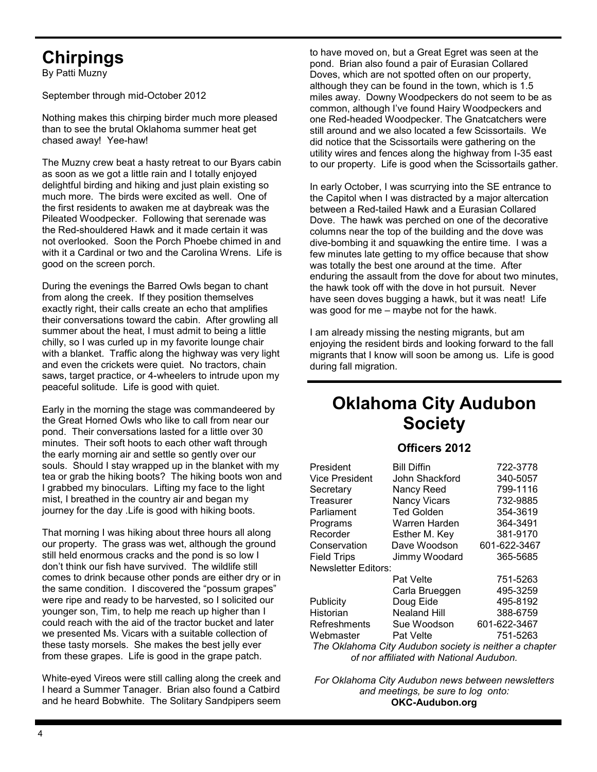# Chirpings

By Patti Muzny

September through mid-October 2012

Nothing makes this chirping birder much more pleased than to see the brutal Oklahoma summer heat get chased away! Yee-haw!

The Muzny crew beat a hasty retreat to our Byars cabin as soon as we got a little rain and I totally enjoyed delightful birding and hiking and just plain existing so much more. The birds were excited as well. One of the first residents to awaken me at daybreak was the Pileated Woodpecker. Following that serenade was the Red-shouldered Hawk and it made certain it was not overlooked. Soon the Porch Phoebe chimed in and with it a Cardinal or two and the Carolina Wrens. Life is good on the screen porch.

During the evenings the Barred Owls began to chant from along the creek. If they position themselves exactly right, their calls create an echo that amplifies their conversations toward the cabin. After growling all summer about the heat, I must admit to being a little chilly, so I was curled up in my favorite lounge chair with a blanket. Traffic along the highway was very light and even the crickets were quiet. No tractors, chain saws, target practice, or 4-wheelers to intrude upon my peaceful solitude. Life is good with quiet.

Early in the morning the stage was commandeered by the Great Horned Owls who like to call from near our pond. Their conversations lasted for a little over 30 minutes. Their soft hoots to each other waft through the early morning air and settle so gently over our souls. Should I stay wrapped up in the blanket with my tea or grab the hiking boots? The hiking boots won and I grabbed my binoculars. Lifting my face to the light mist, I breathed in the country air and began my journey for the day .Life is good with hiking boots.

That morning I was hiking about three hours all along our property. The grass was wet, although the ground still held enormous cracks and the pond is so low I don't think our fish have survived. The wildlife still comes to drink because other ponds are either dry or in the same condition. I discovered the "possum grapes" were ripe and ready to be harvested, so I solicited our younger son, Tim, to help me reach up higher than I could reach with the aid of the tractor bucket and later we presented Ms. Vicars with a suitable collection of these tasty morsels. She makes the best jelly ever from these grapes. Life is good in the grape patch.

White-eyed Vireos were still calling along the creek and I heard a Summer Tanager. Brian also found a Catbird and he heard Bobwhite. The Solitary Sandpipers seem to have moved on, but a Great Egret was seen at the pond. Brian also found a pair of Eurasian Collared Doves, which are not spotted often on our property, although they can be found in the town, which is 1.5 miles away. Downy Woodpeckers do not seem to be as common, although I've found Hairy Woodpeckers and one Red-headed Woodpecker. The Gnatcatchers were still around and we also located a few Scissortails. We did notice that the Scissortails were gathering on the utility wires and fences along the highway from I-35 east to our property. Life is good when the Scissortails gather.

In early October, I was scurrying into the SE entrance to the Capitol when I was distracted by a major altercation between a Red-tailed Hawk and a Eurasian Collared Dove. The hawk was perched on one of the decorative columns near the top of the building and the dove was dive-bombing it and squawking the entire time. I was a few minutes late getting to my office because that show was totally the best one around at the time. After enduring the assault from the dove for about two minutes, the hawk took off with the dove in hot pursuit. Never have seen doves bugging a hawk, but it was neat! Life was good for me – maybe not for the hawk.

I am already missing the nesting migrants, but am enjoying the resident birds and looking forward to the fall migrants that I know will soon be among us. Life is good during fall migration.

# Oklahoma City Audubon Society

## Officers 2012

| | | |
|---|---|---|
| President | Bill Diffin | 722-3778 |
| Vice President | John Shackford | 340-5057 |
| Secretary | Nancy Reed | 799-1116 |
| Treasurer | Nancy Vicars | 732-9885 |
| Parliament | Ted Golden | 354-3619 |
| Programs | Warren Harden | 364-3491 |
| Recorder | Esther M. Key | 381-9170 |
| Conservation | Dave Woodson | 601-622-3467 |
| Field Trips | Jimmy Woodard | 365-5685 |
| Newsletter Editors: | | |
| | Pat Velte | 751-5263 |
| | Carla Brueggen | 495-3259 |
| Publicity | Doug Eide | 495-8192 |
| Historian | Nealand Hill | 388-6759 |
| Refreshments | Sue Woodson | 601-622-3467 |
| Webmaster | Pat Velte | 751-5263 |

*The Oklahoma City Audubon society is neither a chapter of nor affiliated with National Audubon.*

*For Oklahoma City Audubon news between newsletters and meetings, be sure to log onto:*
**OKC-Audubon.org**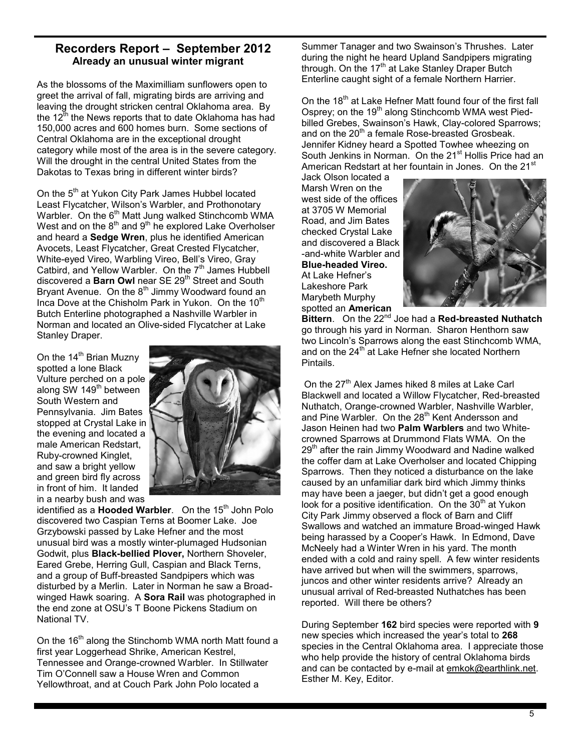## Recorders Report – September 2012

### Already an unusual winter migrant

As the blossoms of the Maximilliam sunflowers open to greet the arrival of fall, migrating birds are arriving and leaving the drought stricken central Oklahoma area. By the 12th the News reports that to date Oklahoma has had 150,000 acres and 600 homes burn. Some sections of Central Oklahoma are in the exceptional drought category while most of the area is in the severe category. Will the drought in the central United States from the Dakotas to Texas bring in different winter birds?

On the 5th at Yukon City Park James Hubbel located Least Flycatcher, Wilson's Warbler, and Prothonotary Warbler. On the 6th Matt Jung walked Stinchcomb WMA West and on the 8th and 9th he explored Lake Overholser and heard a **Sedge Wren**, plus he identified American Avocets, Least Flycatcher, Great Crested Flycatcher, White-eyed Vireo, Warbling Vireo, Bell's Vireo, Gray Catbird, and Yellow Warbler. On the 7th James Hubbell discovered a **Barn Owl** near SE 29th Street and South Bryant Avenue. On the 8th Jimmy Woodward found an Inca Dove at the Chisholm Park in Yukon. On the 10th Butch Enterline photographed a Nashville Warbler in Norman and located an Olive-sided Flycatcher at Lake Stanley Draper.

On the 14th Brian Muzny spotted a lone Black Vulture perched on a pole along SW 149th between South Western and Pennsylvania. Jim Bates stopped at Crystal Lake in the evening and located a male American Redstart, Ruby-crowned Kinglet, and saw a bright yellow and green bird fly across in front of him. It landed in a nearby bush and was identified as a **Hooded Warbler**. On the 15th John Polo discovered two Caspian Terns at Boomer Lake. Joe Grzybowski passed by Lake Hefner and the most unusual bird was a mostly winter-plumaged Hudsonian Godwit, plus **Black-bellied Plover,** Northern Shoveler, Eared Grebe, Herring Gull, Caspian and Black Terns, and a group of Buff-breasted Sandpipers which was disturbed by a Merlin. Later in Norman he saw a Broad-winged Hawk soaring. A **Sora Rail** was photographed in the end zone at OSU's T Boone Pickens Stadium on National TV.

On the 16th along the Stinchomb WMA north Matt found a first year Loggerhead Shrike, American Kestrel, Tennessee and Orange-crowned Warbler. In Stillwater Tim O'Connell saw a House Wren and Common Yellowthroat, and at Couch Park John Polo located a Summer Tanager and two Swainson's Thrushes. Later during the night he heard Upland Sandpipers migrating through. On the 17th at Lake Stanley Draper Butch Enterline caught sight of a female Northern Harrier.

On the 18th at Lake Hefner Matt found four of the first fall Osprey; on the 19th along Stinchcomb WMA west Pied-billed Grebes, Swainson's Hawk, Clay-colored Sparrows; and on the 20th a female Rose-breasted Grosbeak. Jennifer Kidney heard a Spotted Towhee wheezing on South Jenkins in Norman. On the 21st Hollis Price had an American Redstart at her fountain in Jones. On the 21st Jack Olson located a Marsh Wren on the west side of the offices at 3705 W Memorial Road, and Jim Bates checked Crystal Lake and discovered a Black-and-white Warbler and **Blue-headed Vireo.** At Lake Hefner's Lakeshore Park Marybeth Murphy spotted an **American Bittern**. On the 22nd Joe had a **Red-breasted Nuthatch** go through his yard in Norman. Sharon Henthorn saw two Lincoln's Sparrows along the east Stinchcomb WMA, and on the 24th at Lake Hefner she located Northern Pintails.

On the 27th Alex James hiked 8 miles at Lake Carl Blackwell and located a Willow Flycatcher, Red-breasted Nuthatch, Orange-crowned Warbler, Nashville Warbler, and Pine Warbler. On the 28th Kent Andersson and Jason Heinen had two **Palm Warblers** and two White-crowned Sparrows at Drummond Flats WMA. On the 29th after the rain Jimmy Woodward and Nadine walked the coffer dam at Lake Overholser and located Chipping Sparrows. Then they noticed a disturbance on the lake caused by an unfamiliar dark bird which Jimmy thinks may have been a jaeger, but didn't get a good enough look for a positive identification. On the 30th at Yukon City Park Jimmy observed a flock of Barn and Cliff Swallows and watched an immature Broad-winged Hawk being harassed by a Cooper's Hawk. In Edmond, Dave McNeely had a Winter Wren in his yard. The month ended with a cold and rainy spell. A few winter residents have arrived but when will the swimmers, sparrows, juncos and other winter residents arrive? Already an unusual arrival of Red-breasted Nuthatches has been reported. Will there be others?

During September **162** bird species were reported with **9** new species which increased the year's total to **268** species in the Central Oklahoma area. I appreciate those who help provide the history of central Oklahoma birds and can be contacted by e-mail at emkok@earthlink.net. Esther M. Key, Editor.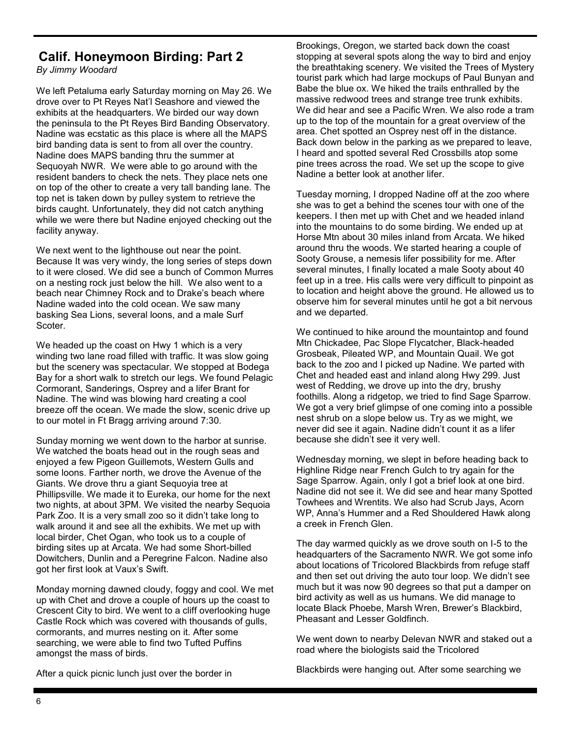## Calif. Honeymoon Birding: Part 2

*By Jimmy Woodard*

We left Petaluma early Saturday morning on May 26. We drove over to Pt Reyes Nat'l Seashore and viewed the exhibits at the headquarters. We birded our way down the peninsula to the Pt Reyes Bird Banding Observatory. Nadine was ecstatic as this place is where all the MAPS bird banding data is sent to from all over the country. Nadine does MAPS banding thru the summer at Sequoyah NWR. We were able to go around with the resident banders to check the nets. They place nets one on top of the other to create a very tall banding lane. The top net is taken down by pulley system to retrieve the birds caught. Unfortunately, they did not catch anything while we were there but Nadine enjoyed checking out the facility anyway.

We next went to the lighthouse out near the point. Because It was very windy, the long series of steps down to it were closed. We did see a bunch of Common Murres on a nesting rock just below the hill. We also went to a beach near Chimney Rock and to Drake's beach where Nadine waded into the cold ocean. We saw many basking Sea Lions, several loons, and a male Surf Scoter.

We headed up the coast on Hwy 1 which is a very winding two lane road filled with traffic. It was slow going but the scenery was spectacular. We stopped at Bodega Bay for a short walk to stretch our legs. We found Pelagic Cormorant, Sanderings, Osprey and a lifer Brant for Nadine. The wind was blowing hard creating a cool breeze off the ocean. We made the slow, scenic drive up to our motel in Ft Bragg arriving around 7:30.

Sunday morning we went down to the harbor at sunrise. We watched the boats head out in the rough seas and enjoyed a few Pigeon Guillemots, Western Gulls and some loons. Farther north, we drove the Avenue of the Giants. We drove thru a giant Sequoyia tree at Phillipsville. We made it to Eureka, our home for the next two nights, at about 3PM. We visited the nearby Sequoia Park Zoo. It is a very small zoo so it didn't take long to walk around it and see all the exhibits. We met up with local birder, Chet Ogan, who took us to a couple of birding sites up at Arcata. We had some Short-billed Dowitchers, Dunlin and a Peregrine Falcon. Nadine also got her first look at Vaux's Swift.

Monday morning dawned cloudy, foggy and cool. We met up with Chet and drove a couple of hours up the coast to Crescent City to bird. We went to a cliff overlooking huge Castle Rock which was covered with thousands of gulls, cormorants, and murres nesting on it. After some searching, we were able to find two Tufted Puffins amongst the mass of birds.

After a quick picnic lunch just over the border in Brookings, Oregon, we started back down the coast stopping at several spots along the way to bird and enjoy the breathtaking scenery. We visited the Trees of Mystery tourist park which had large mockups of Paul Bunyan and Babe the blue ox. We hiked the trails enthralled by the massive redwood trees and strange tree trunk exhibits. We did hear and see a Pacific Wren. We also rode a tram up to the top of the mountain for a great overview of the area. Chet spotted an Osprey nest off in the distance. Back down below in the parking as we prepared to leave, I heard and spotted several Red Crossbills atop some pine trees across the road. We set up the scope to give Nadine a better look at another lifer.

Tuesday morning, I dropped Nadine off at the zoo where she was to get a behind the scenes tour with one of the keepers. I then met up with Chet and we headed inland into the mountains to do some birding. We ended up at Horse Mtn about 30 miles inland from Arcata. We hiked around thru the woods. We started hearing a couple of Sooty Grouse, a nemesis lifer possibility for me. After several minutes, I finally located a male Sooty about 40 feet up in a tree. His calls were very difficult to pinpoint as to location and height above the ground. He allowed us to observe him for several minutes until he got a bit nervous and we departed.

We continued to hike around the mountaintop and found Mtn Chickadee, Pac Slope Flycatcher, Black-headed Grosbeak, Pileated WP, and Mountain Quail. We got back to the zoo and I picked up Nadine. We parted with Chet and headed east and inland along Hwy 299. Just west of Redding, we drove up into the dry, brushy foothills. Along a ridgetop, we tried to find Sage Sparrow. We got a very brief glimpse of one coming into a possible nest shrub on a slope below us. Try as we might, we never did see it again. Nadine didn't count it as a lifer because she didn't see it very well.

Wednesday morning, we slept in before heading back to Highline Ridge near French Gulch to try again for the Sage Sparrow. Again, only I got a brief look at one bird. Nadine did not see it. We did see and hear many Spotted Towhees and Wrentits. We also had Scrub Jays, Acorn WP, Anna's Hummer and a Red Shouldered Hawk along a creek in French Glen.

The day warmed quickly as we drove south on I-5 to the headquarters of the Sacramento NWR. We got some info about locations of Tricolored Blackbirds from refuge staff and then set out driving the auto tour loop. We didn't see much but it was now 90 degrees so that put a damper on bird activity as well as us humans. We did manage to locate Black Phoebe, Marsh Wren, Brewer's Blackbird, Pheasant and Lesser Goldfinch.

We went down to nearby Delevan NWR and staked out a road where the biologists said the Tricolored Blackbirds were hanging out. After some searching we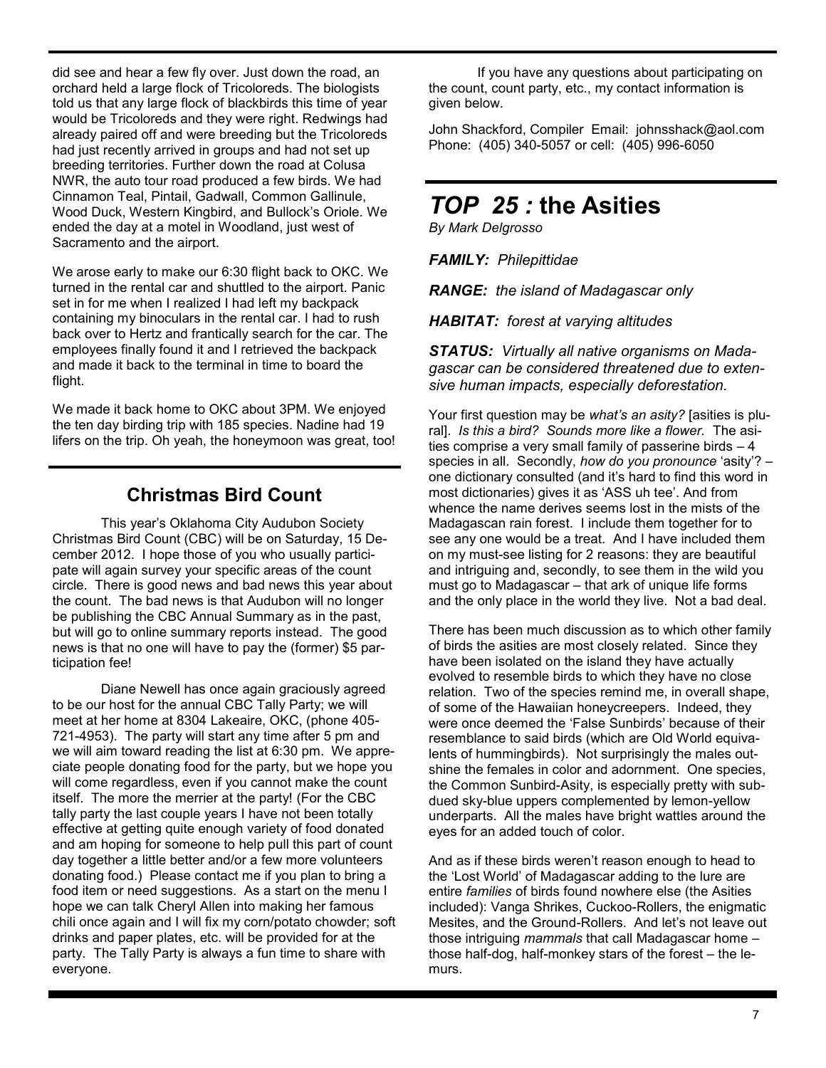did see and hear a few fly over. Just down the road, an orchard held a large flock of Tricoloreds. The biologists told us that any large flock of blackbirds this time of year would be Tricoloreds and they were right. Redwings had already paired off and were breeding but the Tricoloreds had just recently arrived in groups and had not set up breeding territories. Further down the road at Colusa NWR, the auto tour road produced a few birds. We had Cinnamon Teal, Pintail, Gadwall, Common Gallinule, Wood Duck, Western Kingbird, and Bullock's Oriole. We ended the day at a motel in Woodland, just west of Sacramento and the airport.

We arose early to make our 6:30 flight back to OKC. We turned in the rental car and shuttled to the airport. Panic set in for me when I realized I had left my backpack containing my binoculars in the rental car. I had to rush back over to Hertz and frantically search for the car. The employees finally found it and I retrieved the backpack and made it back to the terminal in time to board the flight.

We made it back home to OKC about 3PM. We enjoyed the ten day birding trip with 185 species. Nadine had 19 lifers on the trip. Oh yeah, the honeymoon was great, too!

## Christmas Bird Count

This year's Oklahoma City Audubon Society Christmas Bird Count (CBC) will be on Saturday, 15 December 2012. I hope those of you who usually participate will again survey your specific areas of the count circle. There is good news and bad news this year about the count. The bad news is that Audubon will no longer be publishing the CBC Annual Summary as in the past, but will go to online summary reports instead. The good news is that no one will have to pay the (former) $5 participation fee!

Diane Newell has once again graciously agreed to be our host for the annual CBC Tally Party; we will meet at her home at 8304 Lakeaire, OKC, (phone 405-721-4953). The party will start any time after 5 pm and we will aim toward reading the list at 6:30 pm. We appreciate people donating food for the party, but we hope you will come regardless, even if you cannot make the count itself. The more the merrier at the party! (For the CBC tally party the last couple years I have not been totally effective at getting quite enough variety of food donated and am hoping for someone to help pull this part of count day together a little better and/or a few more volunteers donating food.) Please contact me if you plan to bring a food item or need suggestions. As a start on the menu I hope we can talk Cheryl Allen into making her famous chili once again and I will fix my corn/potato chowder; soft drinks and paper plates, etc. will be provided for at the party. The Tally Party is always a fun time to share with everyone.

If you have any questions about participating on the count, count party, etc., my contact information is given below.

John Shackford, Compiler Email: johnsshack@aol.com
Phone: (405) 340-5057 or cell: (405) 996-6050

# *TOP 25 :* the Asities

*By Mark Delgrosso*

***FAMILY:*** *Philepittidae*

***RANGE:*** *the island of Madagascar only*

***HABITAT:*** *forest at varying altitudes*

***STATUS:*** *Virtually all native organisms on Madagascar can be considered threatened due to extensive human impacts, especially deforestation.*

Your first question may be *what's an asity?* [asities is plural]. *Is this a bird? Sounds more like a flower.* The asities comprise a very small family of passerine birds – 4 species in all. Secondly, *how do you pronounce* 'asity'? – one dictionary consulted (and it's hard to find this word in most dictionaries) gives it as 'ASS uh tee'. And from whence the name derives seems lost in the mists of the Madagascan rain forest. I include them together for to see any one would be a treat. And I have included them on my must-see listing for 2 reasons: they are beautiful and intriguing and, secondly, to see them in the wild you must go to Madagascar – that ark of unique life forms and the only place in the world they live. Not a bad deal.

There has been much discussion as to which other family of birds the asities are most closely related. Since they have been isolated on the island they have actually evolved to resemble birds to which they have no close relation. Two of the species remind me, in overall shape, of some of the Hawaiian honeycreepers. Indeed, they were once deemed the 'False Sunbirds' because of their resemblance to said birds (which are Old World equivalents of hummingbirds). Not surprisingly the males outshine the females in color and adornment. One species, the Common Sunbird-Asity, is especially pretty with subdued sky-blue uppers complemented by lemon-yellow underparts. All the males have bright wattles around the eyes for an added touch of color.

And as if these birds weren't reason enough to head to the 'Lost World' of Madagascar adding to the lure are entire *families* of birds found nowhere else (the Asities included): Vanga Shrikes, Cuckoo-Rollers, the enigmatic Mesites, and the Ground-Rollers. And let's not leave out those intriguing *mammals* that call Madagascar home – those half-dog, half-monkey stars of the forest – the lemurs.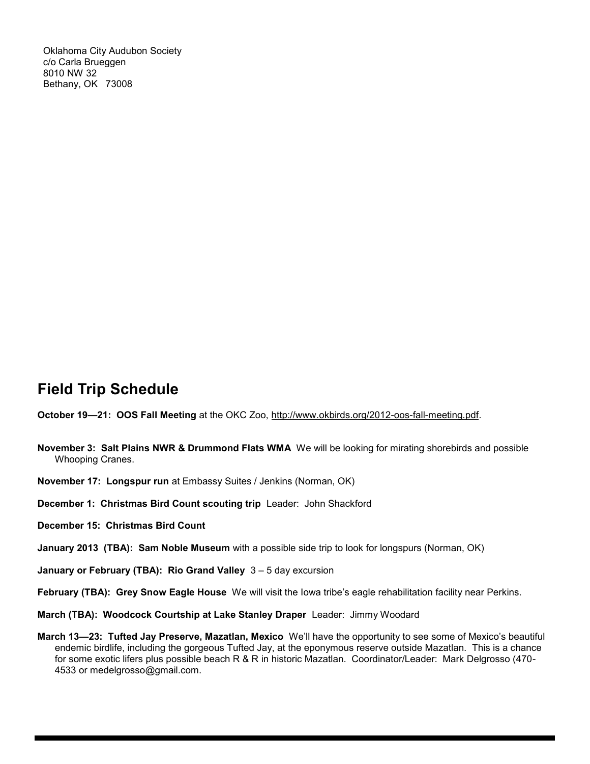Oklahoma City Audubon Society
c/o Carla Brueggen
8010 NW 32
Bethany, OK 73008

## Field Trip Schedule

**October 19—21: OOS Fall Meeting** at the OKC Zoo, http://www.okbirds.org/2012-oos-fall-meeting.pdf.

**November 3: Salt Plains NWR & Drummond Flats WMA** We will be looking for mirating shorebirds and possible Whooping Cranes.

**November 17: Longspur run** at Embassy Suites / Jenkins (Norman, OK)

**December 1: Christmas Bird Count scouting trip** Leader: John Shackford

**December 15: Christmas Bird Count**

**January 2013 (TBA): Sam Noble Museum** with a possible side trip to look for longspurs (Norman, OK)

**January or February (TBA): Rio Grand Valley** 3 – 5 day excursion

**February (TBA): Grey Snow Eagle House** We will visit the Iowa tribe's eagle rehabilitation facility near Perkins.

**March (TBA): Woodcock Courtship at Lake Stanley Draper** Leader: Jimmy Woodard

**March 13—23: Tufted Jay Preserve, Mazatlan, Mexico** We'll have the opportunity to see some of Mexico's beautiful endemic birdlife, including the gorgeous Tufted Jay, at the eponymous reserve outside Mazatlan. This is a chance for some exotic lifers plus possible beach R & R in historic Mazatlan. Coordinator/Leader: Mark Delgrosso (470-4533 or medelgrosso@gmail.com.